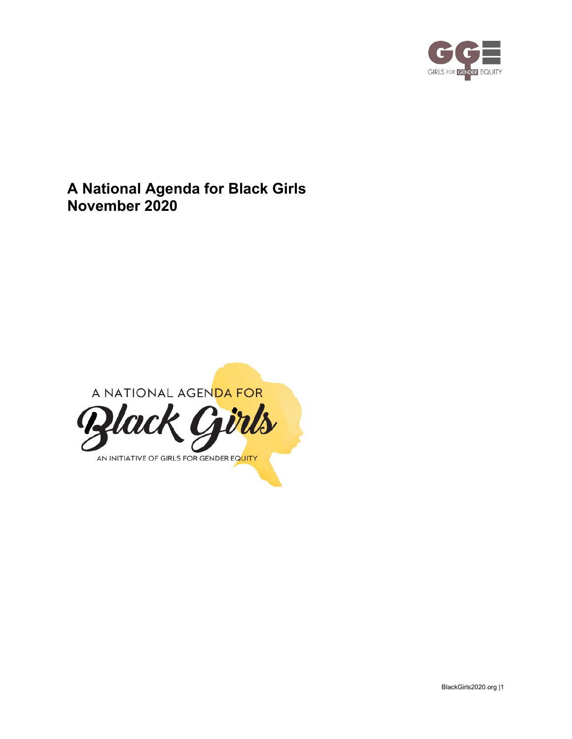GIRLS FOR GENDER EQUITY

# A National Agenda for Black Girls
# November 2020

A NATIONAL AGENDA FOR

Black Girls

AN INITIATIVE OF GIRLS FOR GENDER EQUITY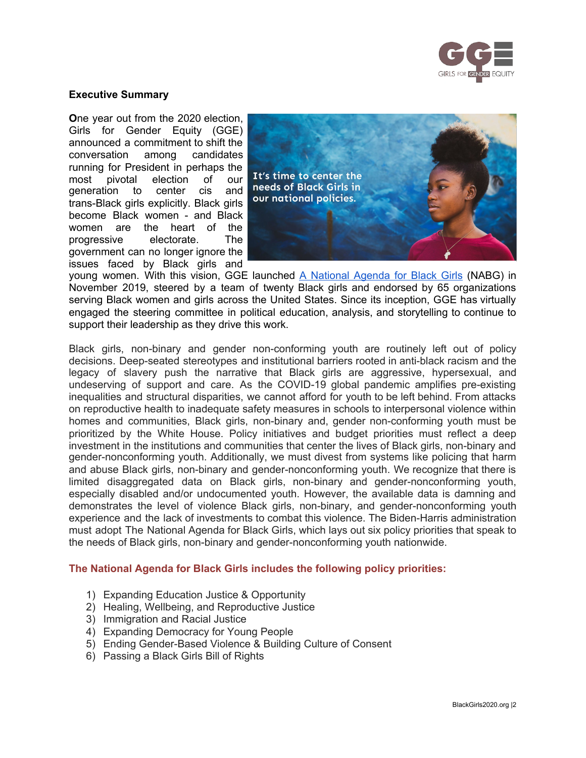## Executive Summary

**O**ne year out from the 2020 election, Girls for Gender Equity (GGE) announced a commitment to shift the conversation among candidates running for President in perhaps the most pivotal election of our generation to center cis and trans-Black girls explicitly. Black girls become Black women - and Black women are the heart of the progressive electorate. The government can no longer ignore the issues faced by Black girls and young women. With this vision, GGE launched [A National Agenda for Black Girls](A National Agenda for Black Girls) (NABG) in November 2019, steered by a team of twenty Black girls and endorsed by 65 organizations serving Black women and girls across the United States. Since its inception, GGE has virtually engaged the steering committee in political education, analysis, and storytelling to continue to support their leadership as they drive this work.

Black girls, non-binary and gender non-conforming youth are routinely left out of policy decisions. Deep-seated stereotypes and institutional barriers rooted in anti-black racism and the legacy of slavery push the narrative that Black girls are aggressive, hypersexual, and undeserving of support and care. As the COVID-19 global pandemic amplifies pre-existing inequalities and structural disparities, we cannot afford for youth to be left behind. From attacks on reproductive health to inadequate safety measures in schools to interpersonal violence within homes and communities, Black girls, non-binary and, gender non-conforming youth must be prioritized by the White House. Policy initiatives and budget priorities must reflect a deep investment in the institutions and communities that center the lives of Black girls, non-binary and gender-nonconforming youth. Additionally, we must divest from systems like policing that harm and abuse Black girls, non-binary and gender-nonconforming youth. We recognize that there is limited disaggregated data on Black girls, non-binary and gender-nonconforming youth, especially disabled and/or undocumented youth. However, the available data is damning and demonstrates the level of violence Black girls, non-binary, and gender-nonconforming youth experience and the lack of investments to combat this violence. The Biden-Harris administration must adopt The National Agenda for Black Girls, which lays out six policy priorities that speak to the needs of Black girls, non-binary and gender-nonconforming youth nationwide.

### The National Agenda for Black Girls includes the following policy priorities:

1) Expanding Education Justice & Opportunity
2) Healing, Wellbeing, and Reproductive Justice
3) Immigration and Racial Justice
4) Expanding Democracy for Young People
5) Ending Gender-Based Violence & Building Culture of Consent
6) Passing a Black Girls Bill of Rights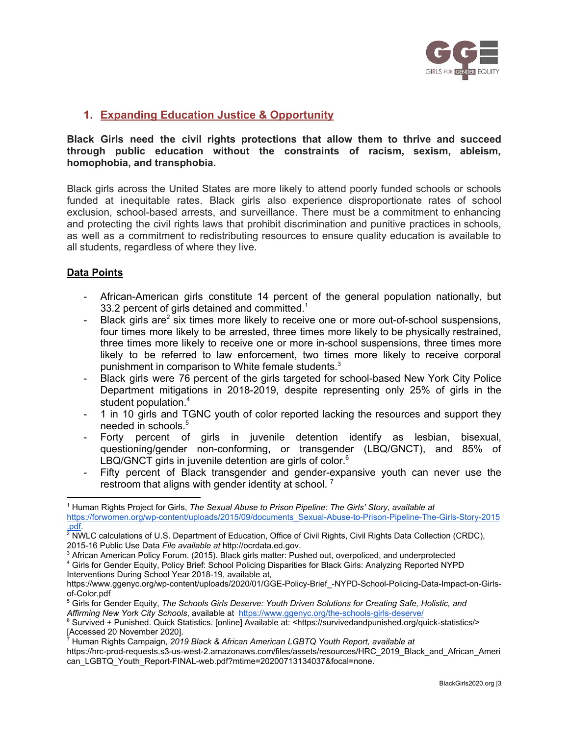## 1. Expanding Education Justice & Opportunity

**Black Girls need the civil rights protections that allow them to thrive and succeed through public education without the constraints of racism, sexism, ableism, homophobia, and transphobia.**

Black girls across the United States are more likely to attend poorly funded schools or schools funded at inequitable rates. Black girls also experience disproportionate rates of school exclusion, school-based arrests, and surveillance. There must be a commitment to enhancing and protecting the civil rights laws that prohibit discrimination and punitive practices in schools, as well as a commitment to redistributing resources to ensure quality education is available to all students, regardless of where they live.

**Data Points**

- African-American girls constitute 14 percent of the general population nationally, but 33.2 percent of girls detained and committed.[1]
- Black girls are[2] six times more likely to receive one or more out-of-school suspensions, four times more likely to be arrested, three times more likely to be physically restrained, three times more likely to receive one or more in-school suspensions, three times more likely to be referred to law enforcement, two times more likely to receive corporal punishment in comparison to White female students.[3]
- Black girls were 76 percent of the girls targeted for school-based New York City Police Department mitigations in 2018-2019, despite representing only 25% of girls in the student population.[4]
- 1 in 10 girls and TGNC youth of color reported lacking the resources and support they needed in schools.[5]
- Forty percent of girls in juvenile detention identify as lesbian, bisexual, questioning/gender non-conforming, or transgender (LBQ/GNCT), and 85% of LBQ/GNCT girls in juvenile detention are girls of color.[6]
- Fifty percent of Black transgender and gender-expansive youth can never use the restroom that aligns with gender identity at school.[7]

---

[1] Human Rights Project for Girls, *The Sexual Abuse to Prison Pipeline: The Girls' Story, available at* https://forwomen.org/wp-content/uploads/2015/09/documents_Sexual-Abuse-to-Prison-Pipeline-The-Girls-Story-2015.pdf.

[2] NWLC calculations of U.S. Department of Education, Office of Civil Rights, Civil Rights Data Collection (CRDC), 2015-16 Public Use Data *File available at* http://ocrdata.ed.gov.

[3] African American Policy Forum. (2015). Black girls matter: Pushed out, overpoliced, and underprotected

[4] Girls for Gender Equity, Policy Brief: School Policing Disparities for Black Girls: Analyzing Reported NYPD Interventions During School Year 2018-19, available at, https://www.ggenyc.org/wp-content/uploads/2020/01/GGE-Policy-Brief_-NYPD-School-Policing-Data-Impact-on-Girls-of-Color.pdf

[5] Girls for Gender Equity, *The Schools Girls Deserve: Youth Driven Solutions for Creating Safe, Holistic, and Affirming New York City Schools*, available at https://www.ggenyc.org/the-schools-girls-deserve/

[6] Survived + Punished. Quick Statistics. [online] Available at: <https://survivedandpunished.org/quick-statistics/> [Accessed 20 November 2020].

[7] Human Rights Campaign, *2019 Black & African American LGBTQ Youth Report, available at* https://hrc-prod-requests.s3-us-west-2.amazonaws.com/files/assets/resources/HRC_2019_Black_and_African_American_LGBTQ_Youth_Report-FINAL-web.pdf?mtime=20200713134037&focal=none.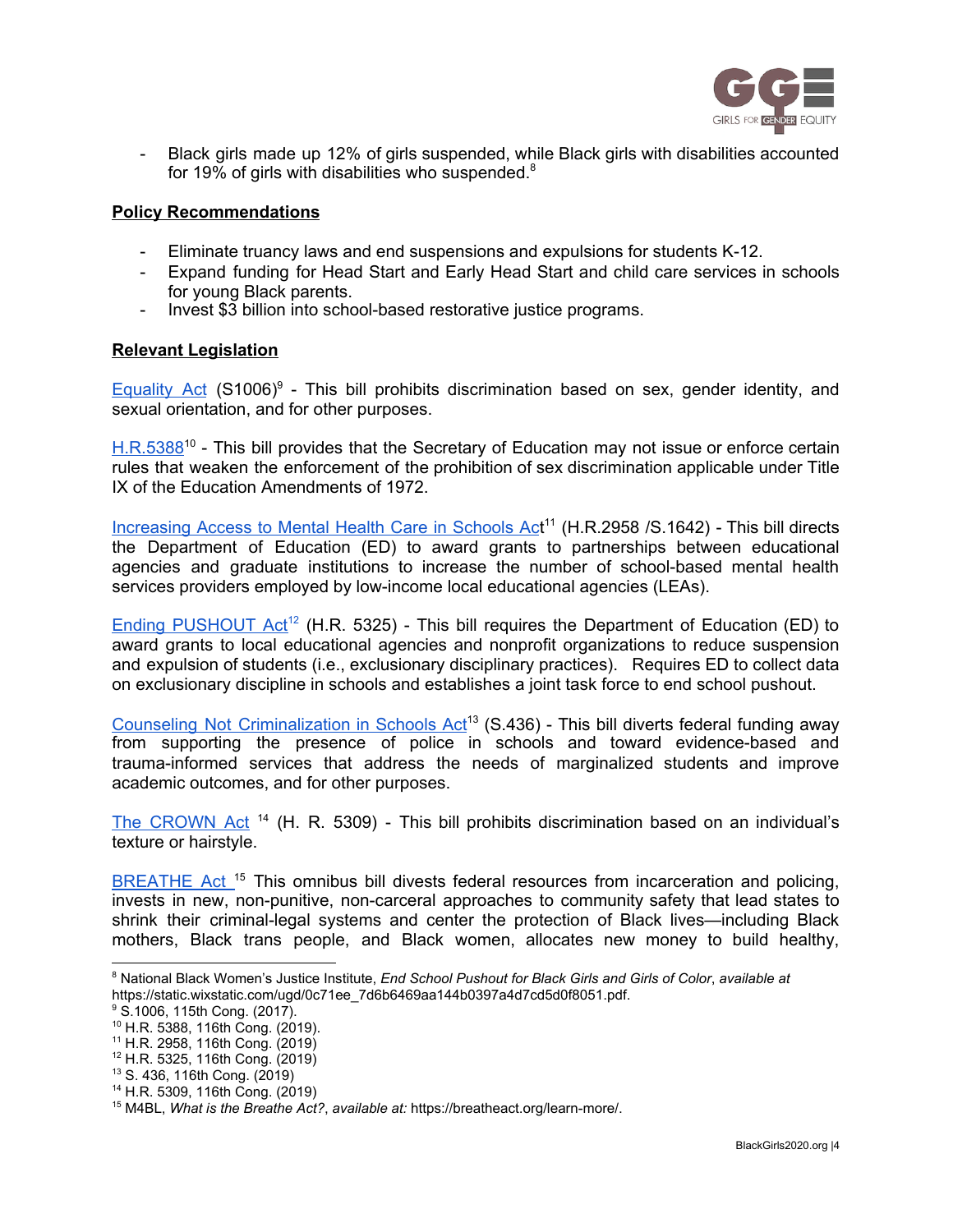- Black girls made up 12% of girls suspended, while Black girls with disabilities accounted for 19% of girls with disabilities who suspended.[8]

**Policy Recommendations**

- Eliminate truancy laws and end suspensions and expulsions for students K-12.
- Expand funding for Head Start and Early Head Start and child care services in schools for young Black parents.
- Invest $3 billion into school-based restorative justice programs.

**Relevant Legislation**

Equality Act (S1006)[9] - This bill prohibits discrimination based on sex, gender identity, and sexual orientation, and for other purposes.

H.R.5388[10] - This bill provides that the Secretary of Education may not issue or enforce certain rules that weaken the enforcement of the prohibition of sex discrimination applicable under Title IX of the Education Amendments of 1972.

Increasing Access to Mental Health Care in Schools Act[11] (H.R.2958 /S.1642) - This bill directs the Department of Education (ED) to award grants to partnerships between educational agencies and graduate institutions to increase the number of school-based mental health services providers employed by low-income local educational agencies (LEAs).

Ending PUSHOUT Act[12] (H.R. 5325) - This bill requires the Department of Education (ED) to award grants to local educational agencies and nonprofit organizations to reduce suspension and expulsion of students (i.e., exclusionary disciplinary practices). Requires ED to collect data on exclusionary discipline in schools and establishes a joint task force to end school pushout.

Counseling Not Criminalization in Schools Act[13] (S.436) - This bill diverts federal funding away from supporting the presence of police in schools and toward evidence-based and trauma-informed services that address the needs of marginalized students and improve academic outcomes, and for other purposes.

The CROWN Act [14] (H. R. 5309) - This bill prohibits discrimination based on an individual's texture or hairstyle.

BREATHE Act [15] This omnibus bill divests federal resources from incarceration and policing, invests in new, non-punitive, non-carceral approaches to community safety that lead states to shrink their criminal-legal systems and center the protection of Black lives—including Black mothers, Black trans people, and Black women, allocates new money to build healthy,

---

[8] National Black Women's Justice Institute, *End School Pushout for Black Girls and Girls of Color*, *available at* https://static.wixstatic.com/ugd/0c71ee_7d6b6469aa144b0397a4d7cd5d0f8051.pdf.

[9] S.1006, 115th Cong. (2017).

[10] H.R. 5388, 116th Cong. (2019).

[11] H.R. 2958, 116th Cong. (2019)

[12] H.R. 5325, 116th Cong. (2019)

[13] S. 436, 116th Cong. (2019)

[14] H.R. 5309, 116th Cong. (2019)

[15] M4BL, *What is the Breathe Act?*, *available at:* https://breatheact.org/learn-more/.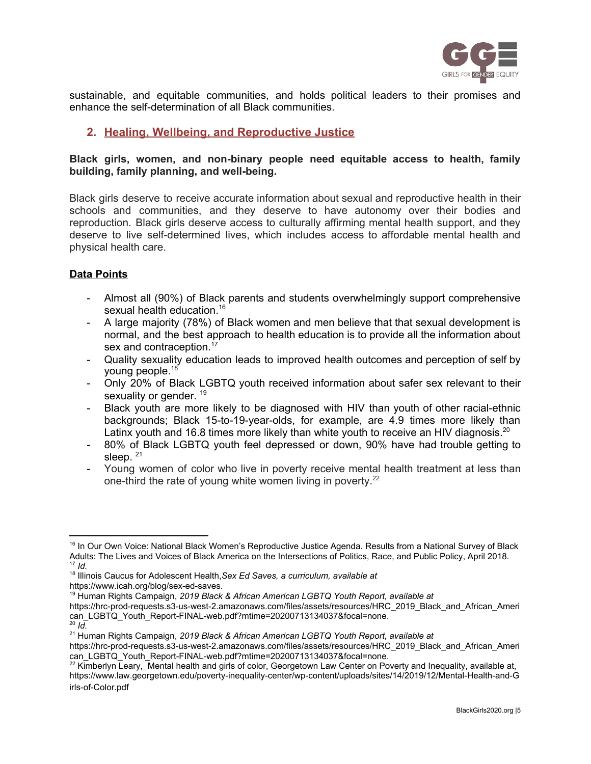sustainable, and equitable communities, and holds political leaders to their promises and enhance the self-determination of all Black communities.

## 2. Healing, Wellbeing, and Reproductive Justice

**Black girls, women, and non-binary people need equitable access to health, family building, family planning, and well-being.**

Black girls deserve to receive accurate information about sexual and reproductive health in their schools and communities, and they deserve to have autonomy over their bodies and reproduction. Black girls deserve access to culturally affirming mental health support, and they deserve to live self-determined lives, which includes access to affordable mental health and physical health care.

### Data Points

- Almost all (90%) of Black parents and students overwhelmingly support comprehensive sexual health education.[16]
- A large majority (78%) of Black women and men believe that that sexual development is normal, and the best approach to health education is to provide all the information about sex and contraception.[17]
- Quality sexuality education leads to improved health outcomes and perception of self by young people.[18]
- Only 20% of Black LGBTQ youth received information about safer sex relevant to their sexuality or gender. [19]
- Black youth are more likely to be diagnosed with HIV than youth of other racial-ethnic backgrounds; Black 15-to-19-year-olds, for example, are 4.9 times more likely than Latinx youth and 16.8 times more likely than white youth to receive an HIV diagnosis.[20]
- 80% of Black LGBTQ youth feel depressed or down, 90% have had trouble getting to sleep. [21]
- Young women of color who live in poverty receive mental health treatment at less than one-third the rate of young white women living in poverty.[22]

---

[16] In Our Own Voice: National Black Women's Reproductive Justice Agenda. Results from a National Survey of Black Adults: The Lives and Voices of Black America on the Intersections of Politics, Race, and Public Policy, April 2018.

[17] *Id.*

[18] Illinois Caucus for Adolescent Health, *Sex Ed Saves, a curriculum, available at* https://www.icah.org/blog/sex-ed-saves.

[19] Human Rights Campaign, *2019 Black & African American LGBTQ Youth Report, available at* https://hrc-prod-requests.s3-us-west-2.amazonaws.com/files/assets/resources/HRC_2019_Black_and_African_American_LGBTQ_Youth_Report-FINAL-web.pdf?mtime=20200713134037&focal=none.

[20] *Id.*

[21] Human Rights Campaign, *2019 Black & African American LGBTQ Youth Report, available at* https://hrc-prod-requests.s3-us-west-2.amazonaws.com/files/assets/resources/HRC_2019_Black_and_African_American_LGBTQ_Youth_Report-FINAL-web.pdf?mtime=20200713134037&focal=none.

[22] Kimberlyn Leary, Mental health and girls of color, Georgetown Law Center on Poverty and Inequality, available at, https://www.law.georgetown.edu/poverty-inequality-center/wp-content/uploads/sites/14/2019/12/Mental-Health-and-Girls-of-Color.pdf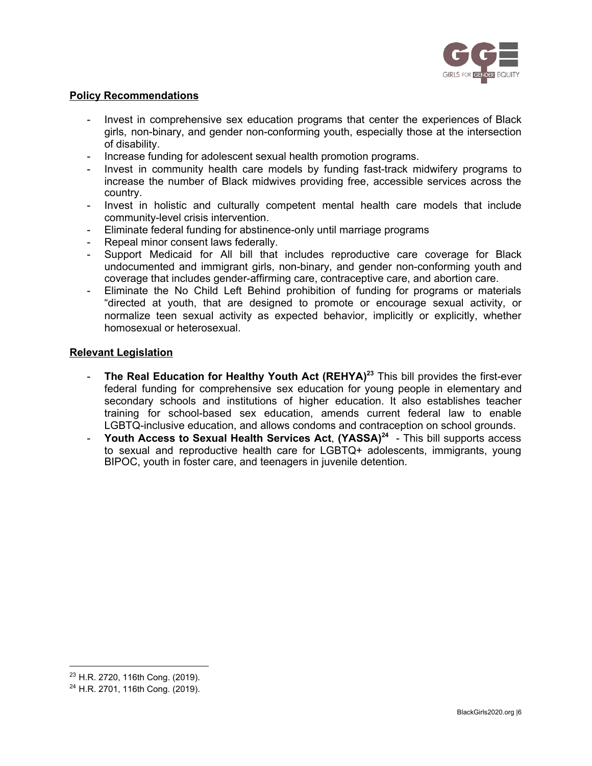**Policy Recommendations**

- Invest in comprehensive sex education programs that center the experiences of Black girls, non-binary, and gender non-conforming youth, especially those at the intersection of disability.
- Increase funding for adolescent sexual health promotion programs.
- Invest in community health care models by funding fast-track midwifery programs to increase the number of Black midwives providing free, accessible services across the country.
- Invest in holistic and culturally competent mental health care models that include community-level crisis intervention.
- Eliminate federal funding for abstinence-only until marriage programs
- Repeal minor consent laws federally.
- Support Medicaid for All bill that includes reproductive care coverage for Black undocumented and immigrant girls, non-binary, and gender non-conforming youth and coverage that includes gender-affirming care, contraceptive care, and abortion care.
- Eliminate the No Child Left Behind prohibition of funding for programs or materials "directed at youth, that are designed to promote or encourage sexual activity, or normalize teen sexual activity as expected behavior, implicitly or explicitly, whether homosexual or heterosexual.

**Relevant Legislation**

- **The Real Education for Healthy Youth Act (REHYA)**[23] This bill provides the first-ever federal funding for comprehensive sex education for young people in elementary and secondary schools and institutions of higher education. It also establishes teacher training for school-based sex education, amends current federal law to enable LGBTQ-inclusive education, and allows condoms and contraception on school grounds.
- **Youth Access to Sexual Health Services Act**, **(YASSA)**[24] - This bill supports access to sexual and reproductive health care for LGBTQ+ adolescents, immigrants, young BIPOC, youth in foster care, and teenagers in juvenile detention.

---

[23] H.R. 2720, 116th Cong. (2019).

[24] H.R. 2701, 116th Cong. (2019).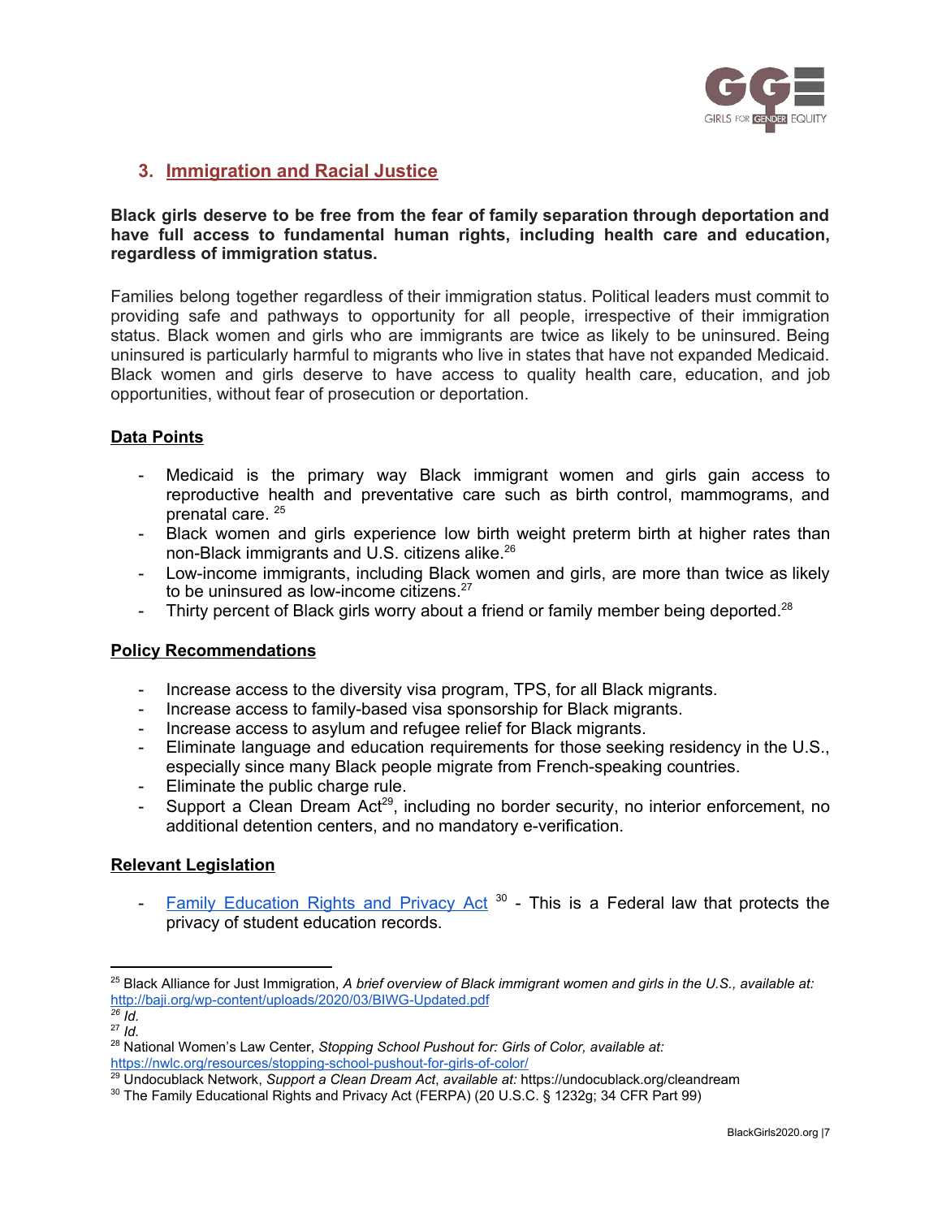## 3. Immigration and Racial Justice

**Black girls deserve to be free from the fear of family separation through deportation and have full access to fundamental human rights, including health care and education, regardless of immigration status.**

Families belong together regardless of their immigration status. Political leaders must commit to providing safe and pathways to opportunity for all people, irrespective of their immigration status. Black women and girls who are immigrants are twice as likely to be uninsured. Being uninsured is particularly harmful to migrants who live in states that have not expanded Medicaid. Black women and girls deserve to have access to quality health care, education, and job opportunities, without fear of prosecution or deportation.

### Data Points

- Medicaid is the primary way Black immigrant women and girls gain access to reproductive health and preventative care such as birth control, mammograms, and prenatal care. [25]
- Black women and girls experience low birth weight preterm birth at higher rates than non-Black immigrants and U.S. citizens alike.[26]
- Low-income immigrants, including Black women and girls, are more than twice as likely to be uninsured as low-income citizens.[27]
- Thirty percent of Black girls worry about a friend or family member being deported.[28]

### Policy Recommendations

- Increase access to the diversity visa program, TPS, for all Black migrants.
- Increase access to family-based visa sponsorship for Black migrants.
- Increase access to asylum and refugee relief for Black migrants.
- Eliminate language and education requirements for those seeking residency in the U.S., especially since many Black people migrate from French-speaking countries.
- Eliminate the public charge rule.
- Support a Clean Dream Act[29], including no border security, no interior enforcement, no additional detention centers, and no mandatory e-verification.

### Relevant Legislation

- Family Education Rights and Privacy Act [30] - This is a Federal law that protects the privacy of student education records.

---

[25] Black Alliance for Just Immigration, *A brief overview of Black immigrant women and girls in the U.S., available at:* http://baji.org/wp-content/uploads/2020/03/BIWG-Updated.pdf

[26] *Id.*

[27] *Id.*

[28] National Women's Law Center, *Stopping School Pushout for: Girls of Color, available at:* https://nwlc.org/resources/stopping-school-pushout-for-girls-of-color/

[29] Undocublack Network, *Support a Clean Dream Act*, *available at:* https://undocublack.org/cleandream

[30] The Family Educational Rights and Privacy Act (FERPA) (20 U.S.C. § 1232g; 34 CFR Part 99)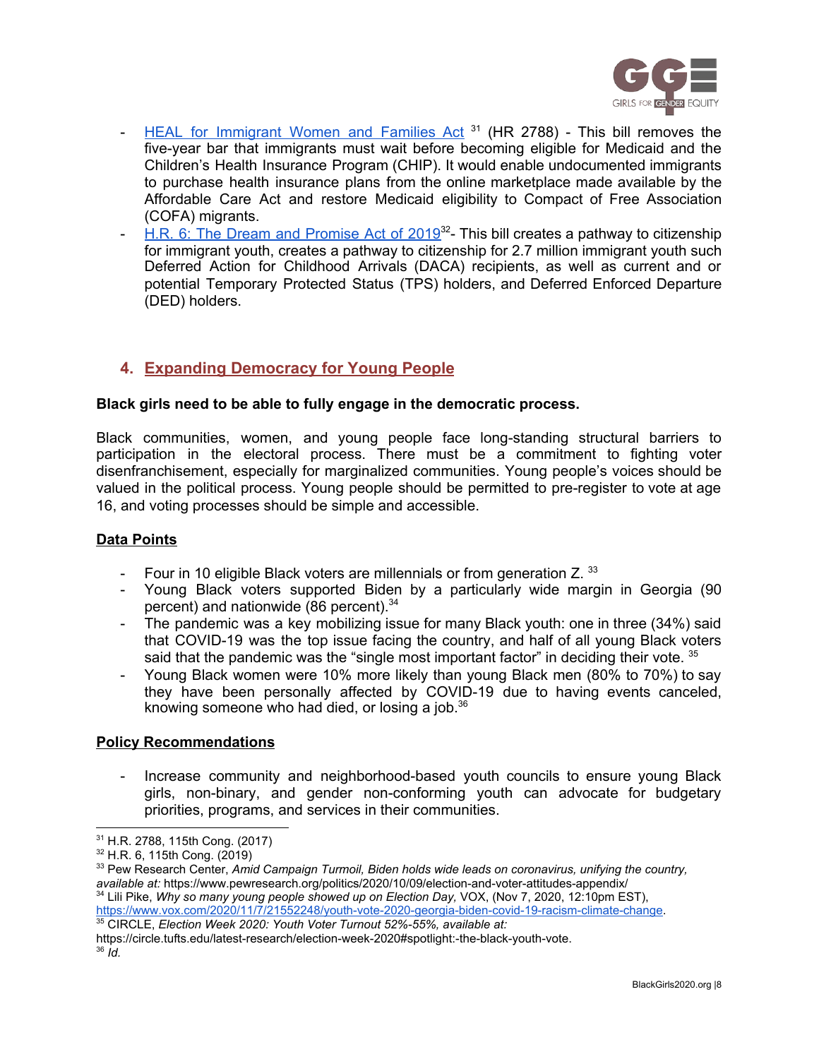- [HEAL for Immigrant Women and Families Act](#) [31] (HR 2788) - This bill removes the five-year bar that immigrants must wait before becoming eligible for Medicaid and the Children's Health Insurance Program (CHIP). It would enable undocumented immigrants to purchase health insurance plans from the online marketplace made available by the Affordable Care Act and restore Medicaid eligibility to Compact of Free Association (COFA) migrants.
- [H.R. 6: The Dream and Promise Act of 2019](#)[32]- This bill creates a pathway to citizenship for immigrant youth, creates a pathway to citizenship for 2.7 million immigrant youth such Deferred Action for Childhood Arrivals (DACA) recipients, as well as current and or potential Temporary Protected Status (TPS) holders, and Deferred Enforced Departure (DED) holders.

## 4. Expanding Democracy for Young People

**Black girls need to be able to fully engage in the democratic process.**

Black communities, women, and young people face long-standing structural barriers to participation in the electoral process. There must be a commitment to fighting voter disenfranchisement, especially for marginalized communities. Young people's voices should be valued in the political process. Young people should be permitted to pre-register to vote at age 16, and voting processes should be simple and accessible.

### Data Points

- Four in 10 eligible Black voters are millennials or from generation Z. [33]
- Young Black voters supported Biden by a particularly wide margin in Georgia (90 percent) and nationwide (86 percent).[34]
- The pandemic was a key mobilizing issue for many Black youth: one in three (34%) said that COVID-19 was the top issue facing the country, and half of all young Black voters said that the pandemic was the "single most important factor" in deciding their vote. [35]
- Young Black women were 10% more likely than young Black men (80% to 70%) to say they have been personally affected by COVID-19 due to having events canceled, knowing someone who had died, or losing a job.[36]

### Policy Recommendations

- Increase community and neighborhood-based youth councils to ensure young Black girls, non-binary, and gender non-conforming youth can advocate for budgetary priorities, programs, and services in their communities.

---

[31] H.R. 2788, 115th Cong. (2017)

[32] H.R. 6, 115th Cong. (2019)

[33] Pew Research Center, *Amid Campaign Turmoil, Biden holds wide leads on coronavirus, unifying the country, available at:* https://www.pewresearch.org/politics/2020/10/09/election-and-voter-attitudes-appendix/

[34] Lili Pike, *Why so many young people showed up on Election Day*, VOX, (Nov 7, 2020, 12:10pm EST), https://www.vox.com/2020/11/7/21552248/youth-vote-2020-georgia-biden-covid-19-racism-climate-change.

[35] CIRCLE, *Election Week 2020: Youth Voter Turnout 52%-55%, available at:* https://circle.tufts.edu/latest-research/election-week-2020#spotlight:-the-black-youth-vote.

[36] *Id.*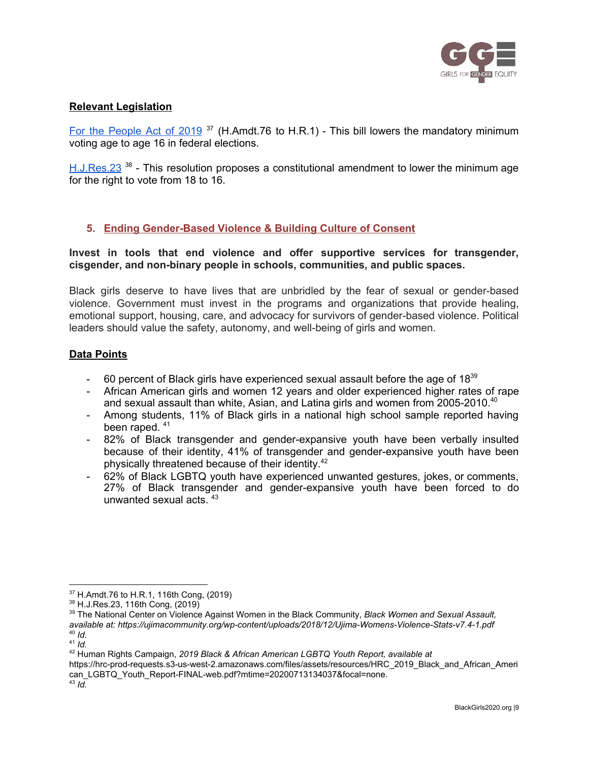**Relevant Legislation**

For the People Act of 2019 [37] (H.Amdt.76 to H.R.1) - This bill lowers the mandatory minimum voting age to age 16 in federal elections.

H.J.Res.23 [38] - This resolution proposes a constitutional amendment to lower the minimum age for the right to vote from 18 to 16.

## 5. Ending Gender-Based Violence & Building Culture of Consent

**Invest in tools that end violence and offer supportive services for transgender, cisgender, and non-binary people in schools, communities, and public spaces.**

Black girls deserve to have lives that are unbridled by the fear of sexual or gender-based violence. Government must invest in the programs and organizations that provide healing, emotional support, housing, care, and advocacy for survivors of gender-based violence. Political leaders should value the safety, autonomy, and well-being of girls and women.

**Data Points**

- 60 percent of Black girls have experienced sexual assault before the age of 18[39]
- African American girls and women 12 years and older experienced higher rates of rape and sexual assault than white, Asian, and Latina girls and women from 2005-2010.[40]
- Among students, 11% of Black girls in a national high school sample reported having been raped. [41]
- 82% of Black transgender and gender-expansive youth have been verbally insulted because of their identity, 41% of transgender and gender-expansive youth have been physically threatened because of their identity.[42]
- 62% of Black LGBTQ youth have experienced unwanted gestures, jokes, or comments, 27% of Black transgender and gender-expansive youth have been forced to do unwanted sexual acts. [43]

---

[37] H.Amdt.76 to H.R.1, 116th Cong, (2019)
[38] H.J.Res.23, 116th Cong, (2019)
[39] The National Center on Violence Against Women in the Black Community, *Black Women and Sexual Assault, available at: https://ujimacommunity.org/wp-content/uploads/2018/12/Ujima-Womens-Violence-Stats-v7.4-1.pdf*
[40] *Id.*
[41] *Id.*
[42] Human Rights Campaign, *2019 Black & African American LGBTQ Youth Report, available at* https://hrc-prod-requests.s3-us-west-2.amazonaws.com/files/assets/resources/HRC_2019_Black_and_African_American_LGBTQ_Youth_Report-FINAL-web.pdf?mtime=20200713134037&focal=none.
[43] *Id.*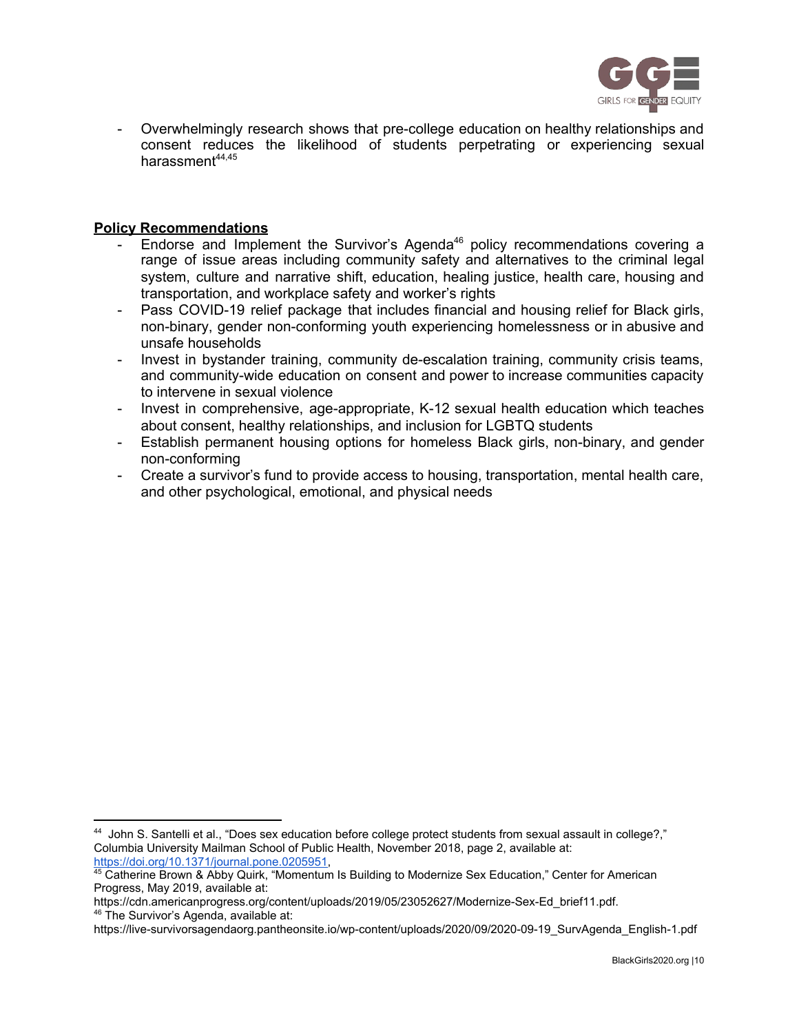- Overwhelmingly research shows that pre-college education on healthy relationships and consent reduces the likelihood of students perpetrating or experiencing sexual harassment[44,45]

**Policy Recommendations**

- Endorse and Implement the Survivor's Agenda[46] policy recommendations covering a range of issue areas including community safety and alternatives to the criminal legal system, culture and narrative shift, education, healing justice, health care, housing and transportation, and workplace safety and worker's rights
- Pass COVID-19 relief package that includes financial and housing relief for Black girls, non-binary, gender non-conforming youth experiencing homelessness or in abusive and unsafe households
- Invest in bystander training, community de-escalation training, community crisis teams, and community-wide education on consent and power to increase communities capacity to intervene in sexual violence
- Invest in comprehensive, age-appropriate, K-12 sexual health education which teaches about consent, healthy relationships, and inclusion for LGBTQ students
- Establish permanent housing options for homeless Black girls, non-binary, and gender non-conforming
- Create a survivor's fund to provide access to housing, transportation, mental health care, and other psychological, emotional, and physical needs

---

[44] John S. Santelli et al., "Does sex education before college protect students from sexual assault in college?," Columbia University Mailman School of Public Health, November 2018, page 2, available at: https://doi.org/10.1371/journal.pone.0205951,

[45] Catherine Brown & Abby Quirk, "Momentum Is Building to Modernize Sex Education," Center for American Progress, May 2019, available at: https://cdn.americanprogress.org/content/uploads/2019/05/23052627/Modernize-Sex-Ed_brief11.pdf.

[46] The Survivor's Agenda, available at: https://live-survivorsagendaorg.pantheonsite.io/wp-content/uploads/2020/09/2020-09-19_SurvAgenda_English-1.pdf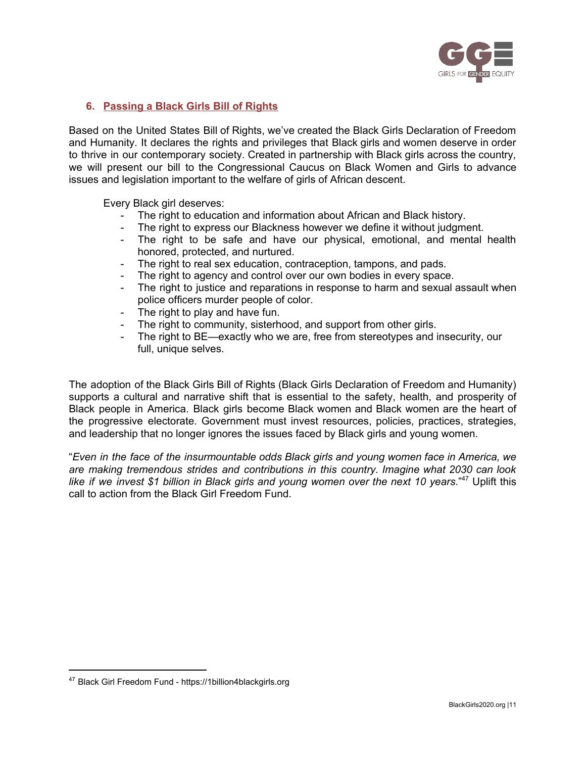## 6. Passing a Black Girls Bill of Rights

Based on the United States Bill of Rights, we've created the Black Girls Declaration of Freedom and Humanity. It declares the rights and privileges that Black girls and women deserve in order to thrive in our contemporary society. Created in partnership with Black girls across the country, we will present our bill to the Congressional Caucus on Black Women and Girls to advance issues and legislation important to the welfare of girls of African descent.

Every Black girl deserves:

- The right to education and information about African and Black history.
- The right to express our Blackness however we define it without judgment.
- The right to be safe and have our physical, emotional, and mental health honored, protected, and nurtured.
- The right to real sex education, contraception, tampons, and pads.
- The right to agency and control over our own bodies in every space.
- The right to justice and reparations in response to harm and sexual assault when police officers murder people of color.
- The right to play and have fun.
- The right to community, sisterhood, and support from other girls.
- The right to BE—exactly who we are, free from stereotypes and insecurity, our full, unique selves.

The adoption of the Black Girls Bill of Rights (Black Girls Declaration of Freedom and Humanity) supports a cultural and narrative shift that is essential to the safety, health, and prosperity of Black people in America. Black girls become Black women and Black women are the heart of the progressive electorate. Government must invest resources, policies, practices, strategies, and leadership that no longer ignores the issues faced by Black girls and young women.

"*Even in the face of the insurmountable odds Black girls and young women face in America, we are making tremendous strides and contributions in this country. Imagine what 2030 can look like if we invest $1 billion in Black girls and young women over the next 10 years*."[47] Uplift this call to action from the Black Girl Freedom Fund.

---

[47] Black Girl Freedom Fund - https://1billion4blackgirls.org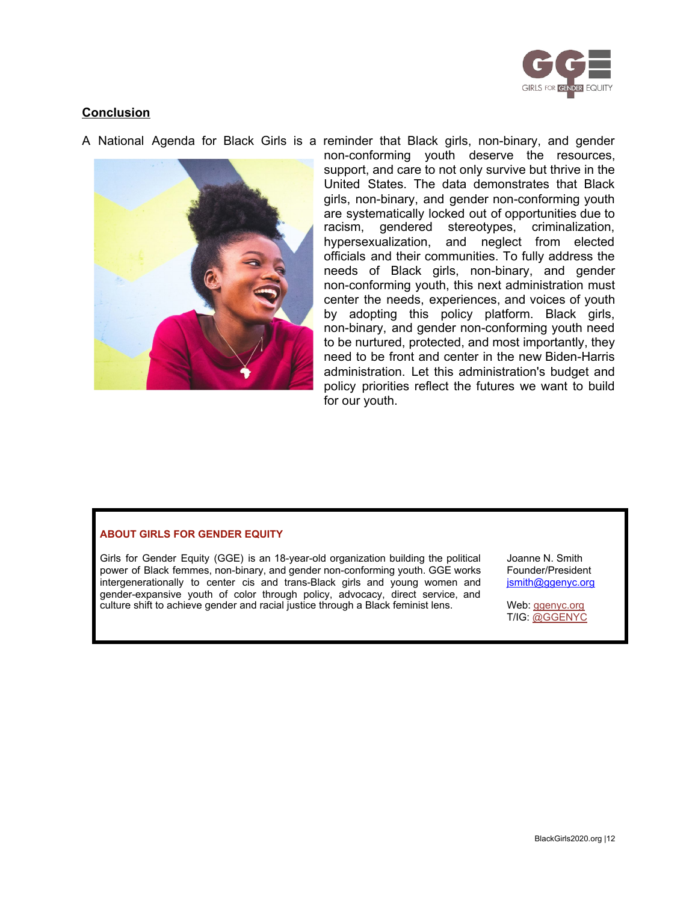## Conclusion

A National Agenda for Black Girls is a reminder that Black girls, non-binary, and gender non-conforming youth deserve the resources, support, and care to not only survive but thrive in the United States. The data demonstrates that Black girls, non-binary, and gender non-conforming youth are systematically locked out of opportunities due to racism, gendered stereotypes, criminalization, hypersexualization, and neglect from elected officials and their communities. To fully address the needs of Black girls, non-binary, and gender non-conforming youth, this next administration must center the needs, experiences, and voices of youth by adopting this policy platform. Black girls, non-binary, and gender non-conforming youth need to be nurtured, protected, and most importantly, they need to be front and center in the new Biden-Harris administration. Let this administration's budget and policy priorities reflect the futures we want to build for our youth.

**ABOUT GIRLS FOR GENDER EQUITY**

Girls for Gender Equity (GGE) is an 18-year-old organization building the political power of Black femmes, non-binary, and gender non-conforming youth. GGE works intergenerationally to center cis and trans-Black girls and young women and gender-expansive youth of color through policy, advocacy, direct service, and culture shift to achieve gender and racial justice through a Black feminist lens.

Joanne N. Smith
Founder/President
jsmith@ggenyc.org

Web: ggenyc.org
T/IG: @GGENYC